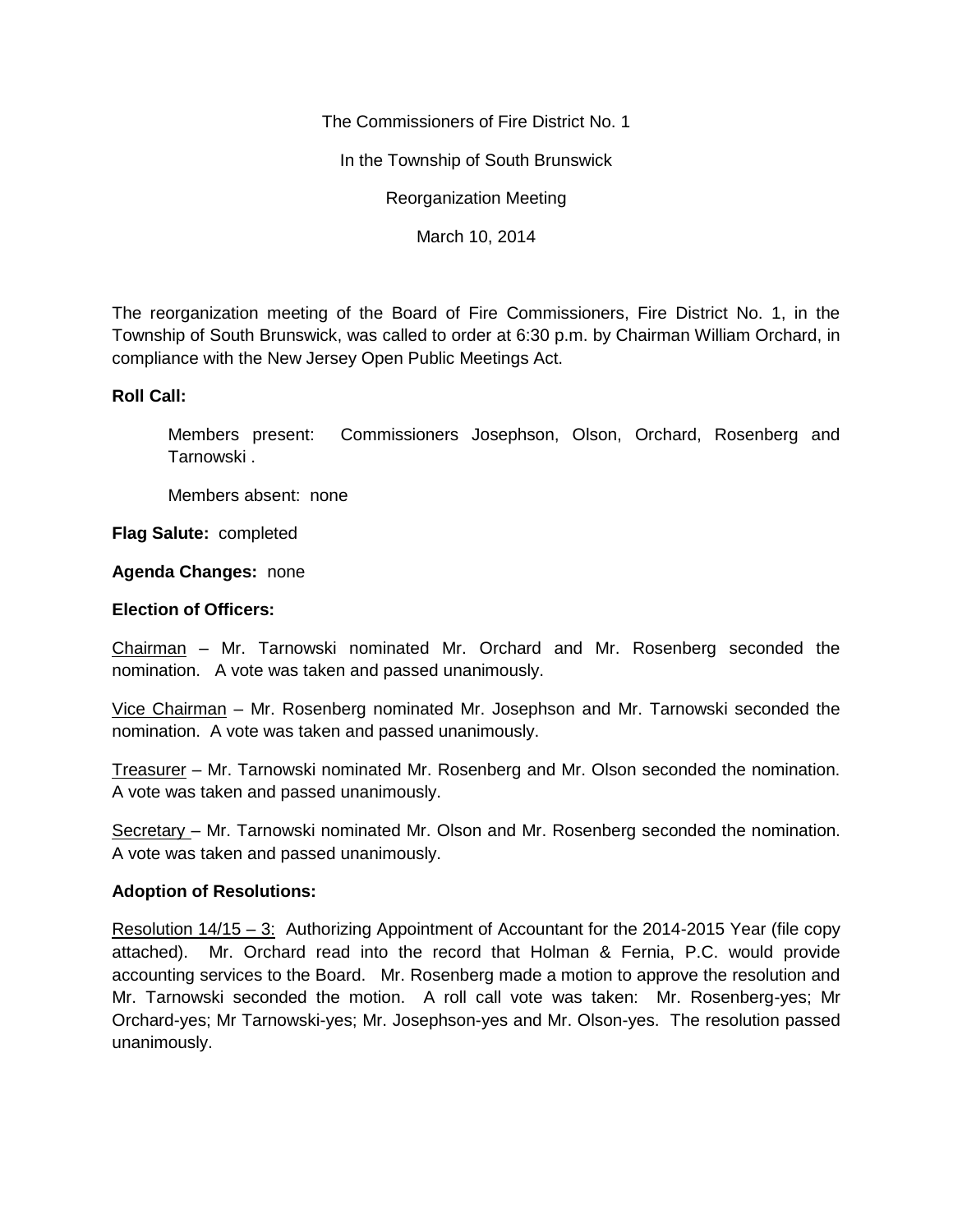The Commissioners of Fire District No. 1

In the Township of South Brunswick

Reorganization Meeting

March 10, 2014

The reorganization meeting of the Board of Fire Commissioners, Fire District No. 1, in the Township of South Brunswick, was called to order at 6:30 p.m. by Chairman William Orchard, in compliance with the New Jersey Open Public Meetings Act.

**Roll Call:**

Members present: Commissioners Josephson, Olson, Orchard, Rosenberg and Tarnowski .

Members absent: none

**Flag Salute:** completed

**Agenda Changes:** none

**Election of Officers:**

Chairman – Mr. Tarnowski nominated Mr. Orchard and Mr. Rosenberg seconded the nomination. A vote was taken and passed unanimously.

Vice Chairman – Mr. Rosenberg nominated Mr. Josephson and Mr. Tarnowski seconded the nomination. A vote was taken and passed unanimously.

Treasurer – Mr. Tarnowski nominated Mr. Rosenberg and Mr. Olson seconded the nomination. A vote was taken and passed unanimously.

Secretary – Mr. Tarnowski nominated Mr. Olson and Mr. Rosenberg seconded the nomination. A vote was taken and passed unanimously.

**Adoption of Resolutions:**

Resolution 14/15 – 3: Authorizing Appointment of Accountant for the 2014-2015 Year (file copy attached). Mr. Orchard read into the record that Holman & Fernia, P.C. would provide accounting services to the Board. Mr. Rosenberg made a motion to approve the resolution and Mr. Tarnowski seconded the motion. A roll call vote was taken: Mr. Rosenberg-yes; Mr Orchard-yes; Mr Tarnowski-yes; Mr. Josephson-yes and Mr. Olson-yes. The resolution passed unanimously.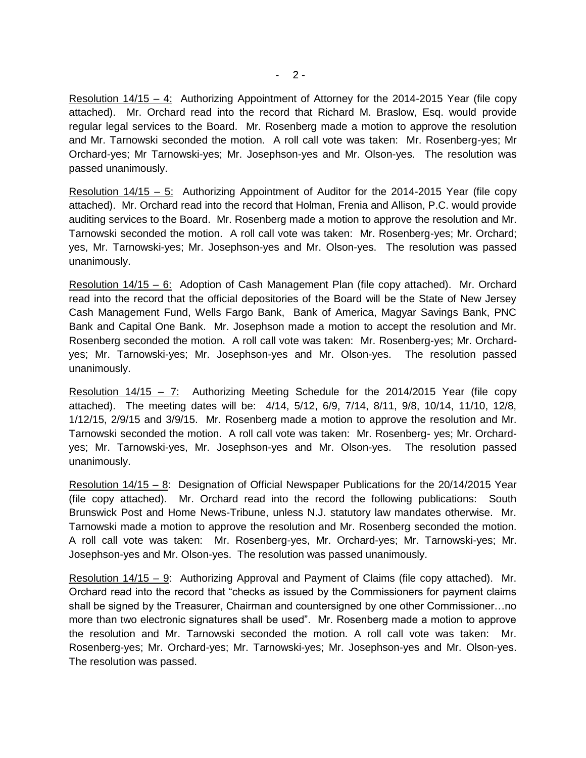<u>Resolution 14/15 – 4:</u> Authorizing Appointment of Attorney for the 2014-2015 Year (file copy attached). Mr. Orchard read into the record that Richard M. Braslow, Esq. would provide regular legal services to the Board. Mr. Rosenberg made a motion to approve the resolution and Mr. Tarnowski seconded the motion. A roll call vote was taken: Mr. Rosenberg-yes; Mr Orchard-yes; Mr Tarnowski-yes; Mr. Josephson-yes and Mr. Olson-yes. The resolution was passed unanimously.

<u>Resolution 14/15 – 5:</u> Authorizing Appointment of Auditor for the 2014-2015 Year (file copy attached). Mr. Orchard read into the record that Holman, Frenia and Allison, P.C. would provide auditing services to the Board. Mr. Rosenberg made a motion to approve the resolution and Mr. Tarnowski seconded the motion. A roll call vote was taken: Mr. Rosenberg-yes; Mr. Orchard; yes, Mr. Tarnowski-yes; Mr. Josephson-yes and Mr. Olson-yes. The resolution was passed unanimously.

<u>Resolution 14/15 – 6:</u> Adoption of Cash Management Plan (file copy attached). Mr. Orchard read into the record that the official depositories of the Board will be the State of New Jersey Cash Management Fund, Wells Fargo Bank, Bank of America, Magyar Savings Bank, PNC Bank and Capital One Bank. Mr. Josephson made a motion to accept the resolution and Mr. Rosenberg seconded the motion. A roll call vote was taken: Mr. Rosenberg-yes; Mr. Orchard-yes; Mr. Tarnowski-yes; Mr. Josephson-yes and Mr. Olson-yes. The resolution passed unanimously.

<u>Resolution 14/15 – 7:</u> Authorizing Meeting Schedule for the 2014/2015 Year (file copy attached). The meeting dates will be: 4/14, 5/12, 6/9, 7/14, 8/11, 9/8, 10/14, 11/10, 12/8, 1/12/15, 2/9/15 and 3/9/15. Mr. Rosenberg made a motion to approve the resolution and Mr. Tarnowski seconded the motion. A roll call vote was taken: Mr. Rosenberg- yes; Mr. Orchard-yes; Mr. Tarnowski-yes, Mr. Josephson-yes and Mr. Olson-yes. The resolution passed unanimously.

<u>Resolution 14/15 – 8</u>: Designation of Official Newspaper Publications for the 20/14/2015 Year (file copy attached). Mr. Orchard read into the record the following publications: South Brunswick Post and Home News-Tribune, unless N.J. statutory law mandates otherwise. Mr. Tarnowski made a motion to approve the resolution and Mr. Rosenberg seconded the motion. A roll call vote was taken: Mr. Rosenberg-yes, Mr. Orchard-yes; Mr. Tarnowski-yes; Mr. Josephson-yes and Mr. Olson-yes. The resolution was passed unanimously.

<u>Resolution 14/15 – 9</u>: Authorizing Approval and Payment of Claims (file copy attached). Mr. Orchard read into the record that "checks as issued by the Commissioners for payment claims shall be signed by the Treasurer, Chairman and countersigned by one other Commissioner…no more than two electronic signatures shall be used". Mr. Rosenberg made a motion to approve the resolution and Mr. Tarnowski seconded the motion. A roll call vote was taken: Mr. Rosenberg-yes; Mr. Orchard-yes; Mr. Tarnowski-yes; Mr. Josephson-yes and Mr. Olson-yes. The resolution was passed.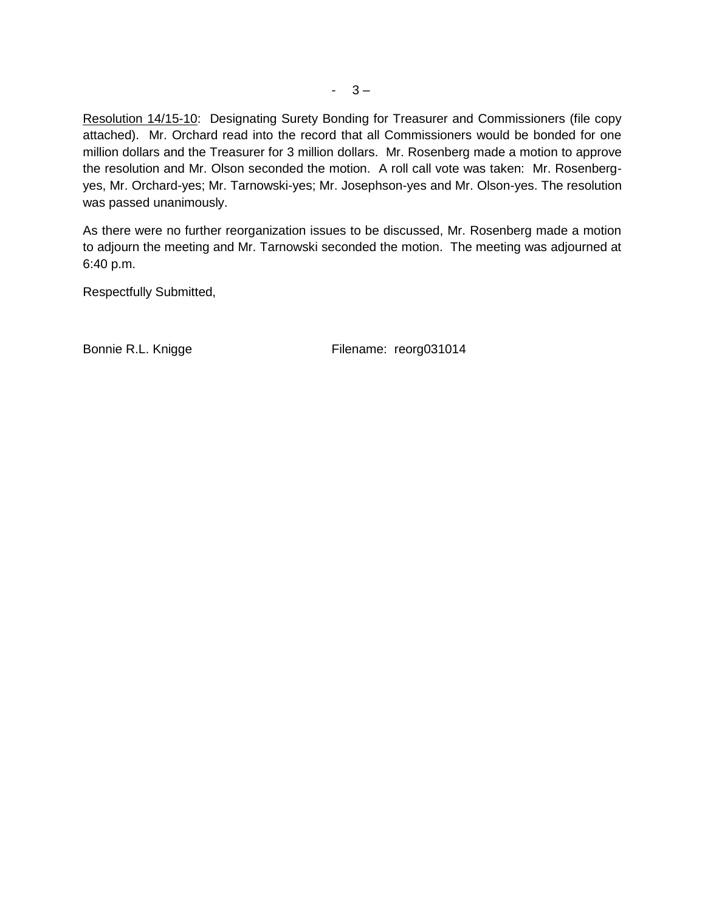Resolution 14/15-10: Designating Surety Bonding for Treasurer and Commissioners (file copy attached). Mr. Orchard read into the record that all Commissioners would be bonded for one million dollars and the Treasurer for 3 million dollars. Mr. Rosenberg made a motion to approve the resolution and Mr. Olson seconded the motion. A roll call vote was taken: Mr. Rosenberg-yes, Mr. Orchard-yes; Mr. Tarnowski-yes; Mr. Josephson-yes and Mr. Olson-yes. The resolution was passed unanimously.

As there were no further reorganization issues to be discussed, Mr. Rosenberg made a motion to adjourn the meeting and Mr. Tarnowski seconded the motion. The meeting was adjourned at 6:40 p.m.

Respectfully Submitted,

Bonnie R.L. Knigge        Filename: reorg031014